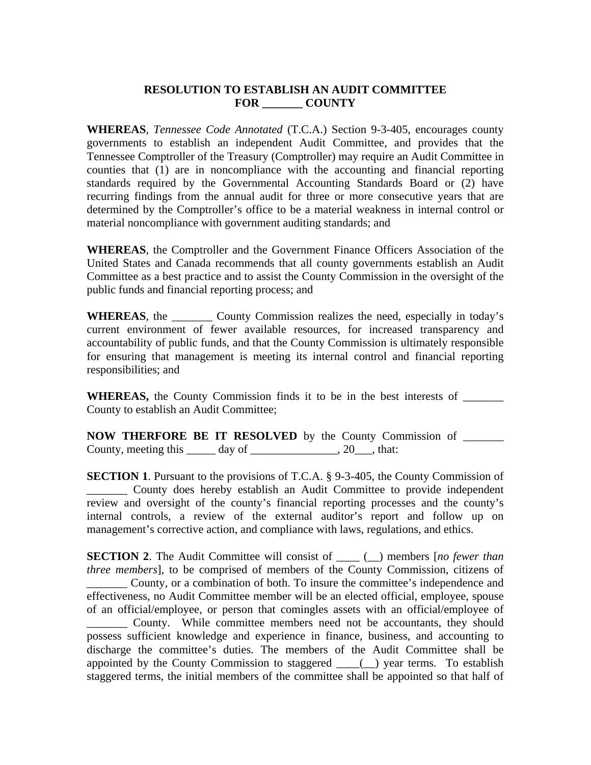# RESOLUTION TO ESTABLISH AN AUDIT COMMITTEE FOR _______ COUNTY

**WHEREAS**, *Tennessee Code Annotated* (T.C.A.) Section 9-3-405, encourages county governments to establish an independent Audit Committee, and provides that the Tennessee Comptroller of the Treasury (Comptroller) may require an Audit Committee in counties that (1) are in noncompliance with the accounting and financial reporting standards required by the Governmental Accounting Standards Board or (2) have recurring findings from the annual audit for three or more consecutive years that are determined by the Comptroller's office to be a material weakness in internal control or material noncompliance with government auditing standards; and

**WHEREAS**, the Comptroller and the Government Finance Officers Association of the United States and Canada recommends that all county governments establish an Audit Committee as a best practice and to assist the County Commission in the oversight of the public funds and financial reporting process; and

**WHEREAS**, the _______ County Commission realizes the need, especially in today's current environment of fewer available resources, for increased transparency and accountability of public funds, and that the County Commission is ultimately responsible for ensuring that management is meeting its internal control and financial reporting responsibilities; and

**WHEREAS,** the County Commission finds it to be in the best interests of _______ County to establish an Audit Committee;

**NOW THERFORE BE IT RESOLVED** by the County Commission of _______ County, meeting this _____ day of _______________, 20___, that:

**SECTION 1**. Pursuant to the provisions of T.C.A. § 9-3-405, the County Commission of _______ County does hereby establish an Audit Committee to provide independent review and oversight of the county's financial reporting processes and the county's internal controls, a review of the external auditor's report and follow up on management's corrective action, and compliance with laws, regulations, and ethics.

**SECTION 2**. The Audit Committee will consist of ____ (__) members [*no fewer than three members*], to be comprised of members of the County Commission, citizens of _______ County, or a combination of both. To insure the committee's independence and effectiveness, no Audit Committee member will be an elected official, employee, spouse of an official/employee, or person that comingles assets with an official/employee of _______ County. While committee members need not be accountants, they should possess sufficient knowledge and experience in finance, business, and accounting to discharge the committee's duties. The members of the Audit Committee shall be appointed by the County Commission to staggered ____(__) year terms. To establish staggered terms, the initial members of the committee shall be appointed so that half of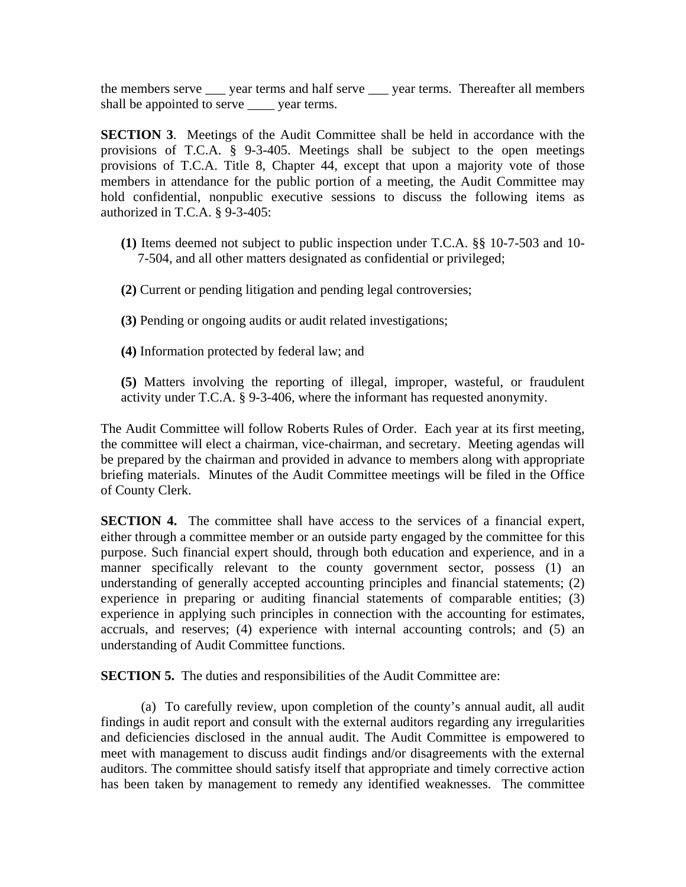the members serve ___ year terms and half serve ___ year terms. Thereafter all members shall be appointed to serve ____ year terms.

**SECTION 3**. Meetings of the Audit Committee shall be held in accordance with the provisions of T.C.A. § 9-3-405. Meetings shall be subject to the open meetings provisions of T.C.A. Title 8, Chapter 44, except that upon a majority vote of those members in attendance for the public portion of a meeting, the Audit Committee may hold confidential, nonpublic executive sessions to discuss the following items as authorized in T.C.A. § 9-3-405:

- **(1)** Items deemed not subject to public inspection under T.C.A. §§ 10-7-503 and 10-7-504, and all other matters designated as confidential or privileged;
- **(2)** Current or pending litigation and pending legal controversies;
- **(3)** Pending or ongoing audits or audit related investigations;
- **(4)** Information protected by federal law; and
- **(5)** Matters involving the reporting of illegal, improper, wasteful, or fraudulent activity under T.C.A. § 9-3-406, where the informant has requested anonymity.

The Audit Committee will follow Roberts Rules of Order. Each year at its first meeting, the committee will elect a chairman, vice-chairman, and secretary. Meeting agendas will be prepared by the chairman and provided in advance to members along with appropriate briefing materials. Minutes of the Audit Committee meetings will be filed in the Office of County Clerk.

**SECTION 4.** The committee shall have access to the services of a financial expert, either through a committee member or an outside party engaged by the committee for this purpose. Such financial expert should, through both education and experience, and in a manner specifically relevant to the county government sector, possess (1) an understanding of generally accepted accounting principles and financial statements; (2) experience in preparing or auditing financial statements of comparable entities; (3) experience in applying such principles in connection with the accounting for estimates, accruals, and reserves; (4) experience with internal accounting controls; and (5) an understanding of Audit Committee functions.

**SECTION 5.** The duties and responsibilities of the Audit Committee are:

(a) To carefully review, upon completion of the county's annual audit, all audit findings in audit report and consult with the external auditors regarding any irregularities and deficiencies disclosed in the annual audit. The Audit Committee is empowered to meet with management to discuss audit findings and/or disagreements with the external auditors. The committee should satisfy itself that appropriate and timely corrective action has been taken by management to remedy any identified weaknesses. The committee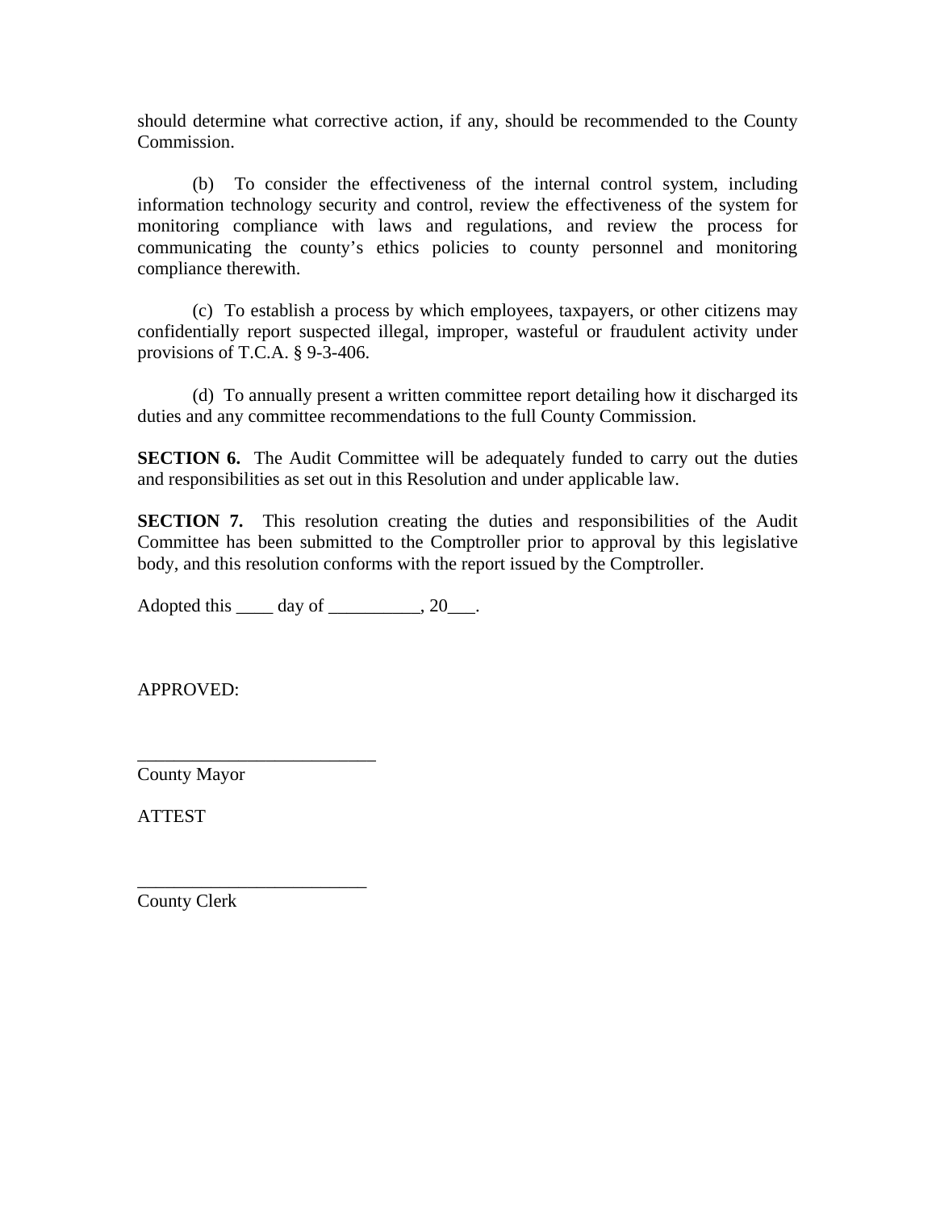should determine what corrective action, if any, should be recommended to the County Commission.

(b) To consider the effectiveness of the internal control system, including information technology security and control, review the effectiveness of the system for monitoring compliance with laws and regulations, and review the process for communicating the county's ethics policies to county personnel and monitoring compliance therewith.

(c) To establish a process by which employees, taxpayers, or other citizens may confidentially report suspected illegal, improper, wasteful or fraudulent activity under provisions of T.C.A. § 9-3-406.

(d) To annually present a written committee report detailing how it discharged its duties and any committee recommendations to the full County Commission.

**SECTION 6.** The Audit Committee will be adequately funded to carry out the duties and responsibilities as set out in this Resolution and under applicable law.

**SECTION 7.** This resolution creating the duties and responsibilities of the Audit Committee has been submitted to the Comptroller prior to approval by this legislative body, and this resolution conforms with the report issued by the Comptroller.

Adopted this ____ day of __________, 20___.

APPROVED:

__________________________
County Mayor

ATTEST

_________________________
County Clerk